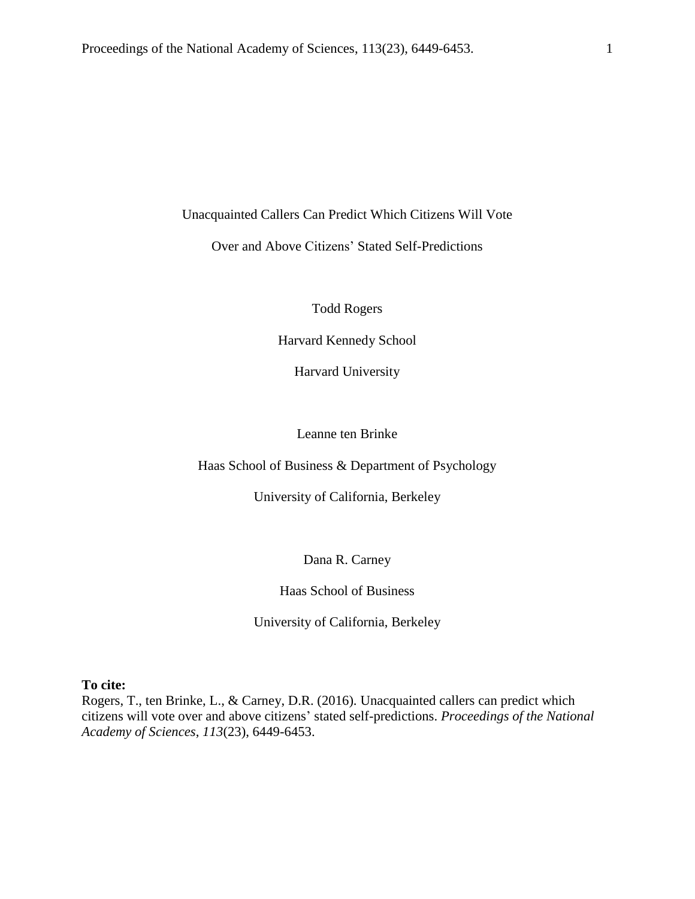# Unacquainted Callers Can Predict Which Citizens Will Vote Over and Above Citizens' Stated Self-Predictions

Todd Rogers

Harvard Kennedy School

Harvard University

Leanne ten Brinke

Haas School of Business & Department of Psychology

University of California, Berkeley

Dana R. Carney

Haas School of Business

University of California, Berkeley

**To cite:**
Rogers, T., ten Brinke, L., & Carney, D.R. (2016). Unacquainted callers can predict which citizens will vote over and above citizens' stated self-predictions. *Proceedings of the National Academy of Sciences*, *113*(23), 6449-6453.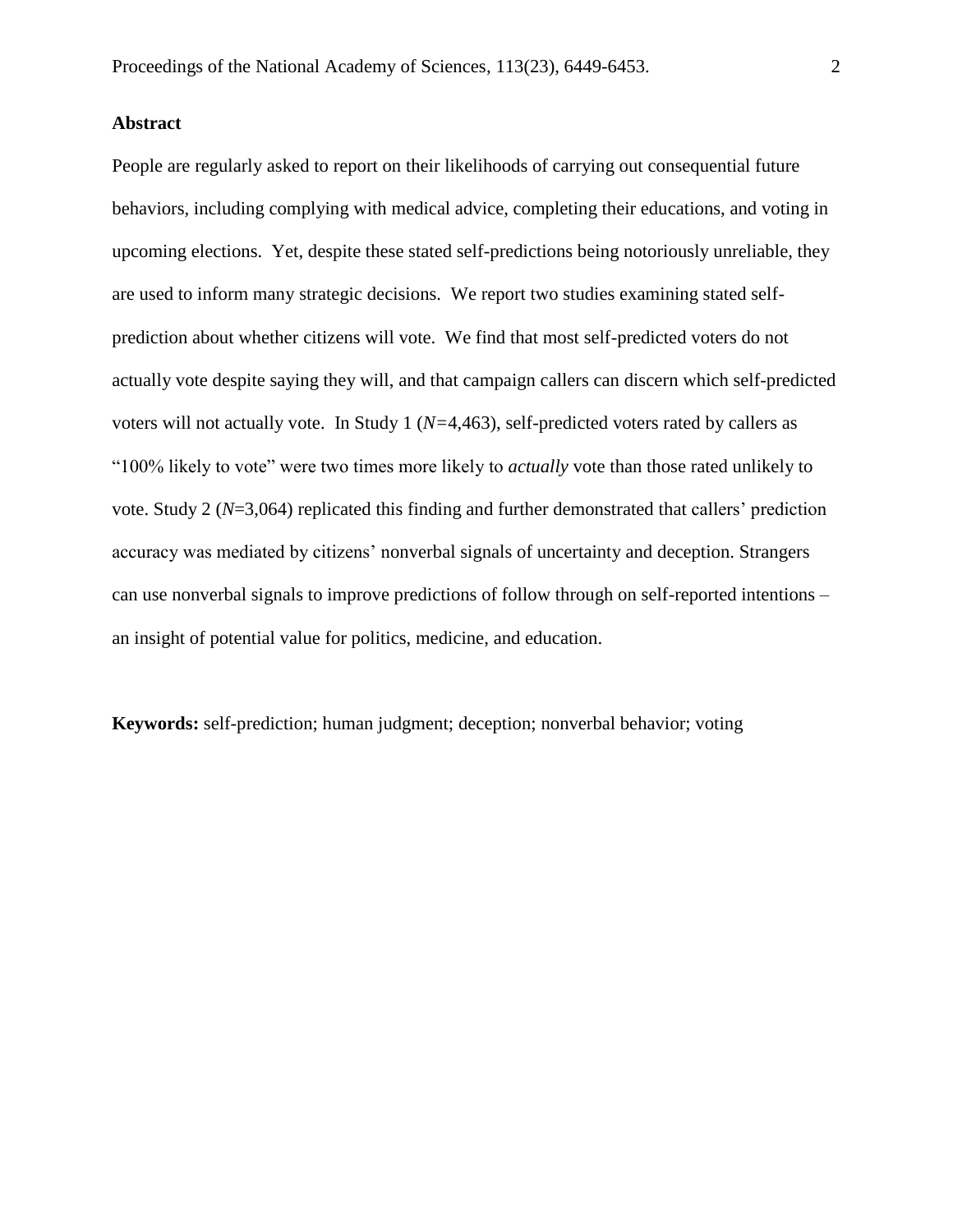## Abstract

People are regularly asked to report on their likelihoods of carrying out consequential future behaviors, including complying with medical advice, completing their educations, and voting in upcoming elections. Yet, despite these stated self-predictions being notoriously unreliable, they are used to inform many strategic decisions. We report two studies examining stated self-prediction about whether citizens will vote. We find that most self-predicted voters do not actually vote despite saying they will, and that campaign callers can discern which self-predicted voters will not actually vote. In Study 1 ($N$=4,463), self-predicted voters rated by callers as "100% likely to vote" were two times more likely to *actually* vote than those rated unlikely to vote. Study 2 ($N$=3,064) replicated this finding and further demonstrated that callers' prediction accuracy was mediated by citizens' nonverbal signals of uncertainty and deception. Strangers can use nonverbal signals to improve predictions of follow through on self-reported intentions – an insight of potential value for politics, medicine, and education.

**Keywords:** self-prediction; human judgment; deception; nonverbal behavior; voting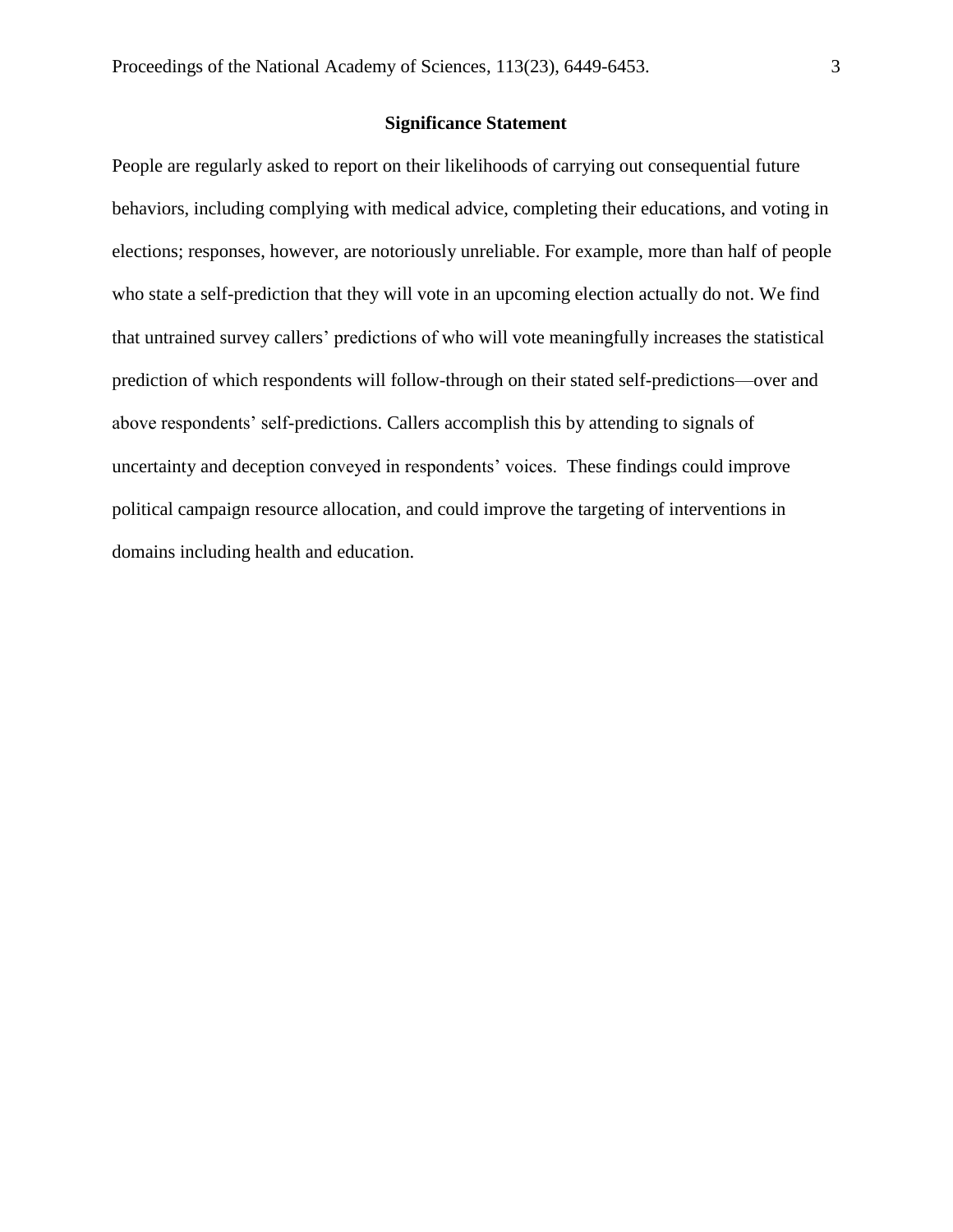## Significance Statement

People are regularly asked to report on their likelihoods of carrying out consequential future behaviors, including complying with medical advice, completing their educations, and voting in elections; responses, however, are notoriously unreliable. For example, more than half of people who state a self-prediction that they will vote in an upcoming election actually do not. We find that untrained survey callers' predictions of who will vote meaningfully increases the statistical prediction of which respondents will follow-through on their stated self-predictions—over and above respondents' self-predictions. Callers accomplish this by attending to signals of uncertainty and deception conveyed in respondents' voices. These findings could improve political campaign resource allocation, and could improve the targeting of interventions in domains including health and education.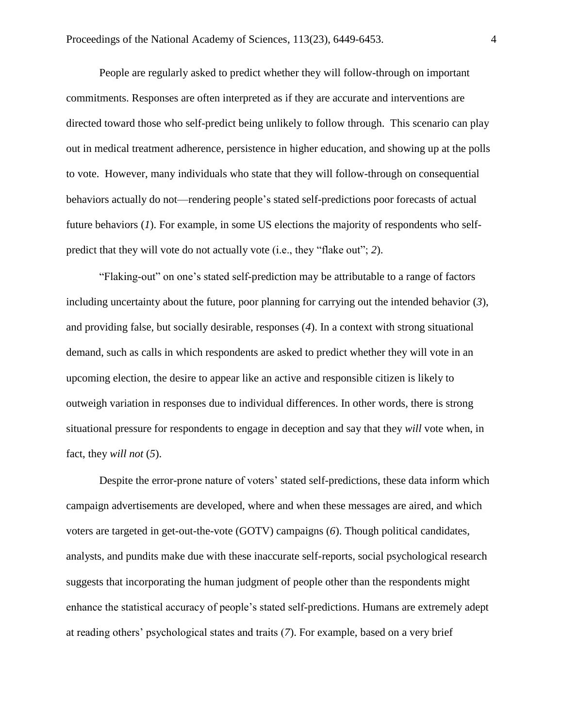People are regularly asked to predict whether they will follow-through on important commitments. Responses are often interpreted as if they are accurate and interventions are directed toward those who self-predict being unlikely to follow through. This scenario can play out in medical treatment adherence, persistence in higher education, and showing up at the polls to vote. However, many individuals who state that they will follow-through on consequential behaviors actually do not—rendering people's stated self-predictions poor forecasts of actual future behaviors (*1*). For example, in some US elections the majority of respondents who self-predict that they will vote do not actually vote (i.e., they "flake out"; *2*).

"Flaking-out" on one's stated self-prediction may be attributable to a range of factors including uncertainty about the future, poor planning for carrying out the intended behavior (*3*), and providing false, but socially desirable, responses (*4*). In a context with strong situational demand, such as calls in which respondents are asked to predict whether they will vote in an upcoming election, the desire to appear like an active and responsible citizen is likely to outweigh variation in responses due to individual differences. In other words, there is strong situational pressure for respondents to engage in deception and say that they *will* vote when, in fact, they *will not* (*5*).

Despite the error-prone nature of voters' stated self-predictions, these data inform which campaign advertisements are developed, where and when these messages are aired, and which voters are targeted in get-out-the-vote (GOTV) campaigns (*6*). Though political candidates, analysts, and pundits make due with these inaccurate self-reports, social psychological research suggests that incorporating the human judgment of people other than the respondents might enhance the statistical accuracy of people's stated self-predictions. Humans are extremely adept at reading others' psychological states and traits (*7*). For example, based on a very brief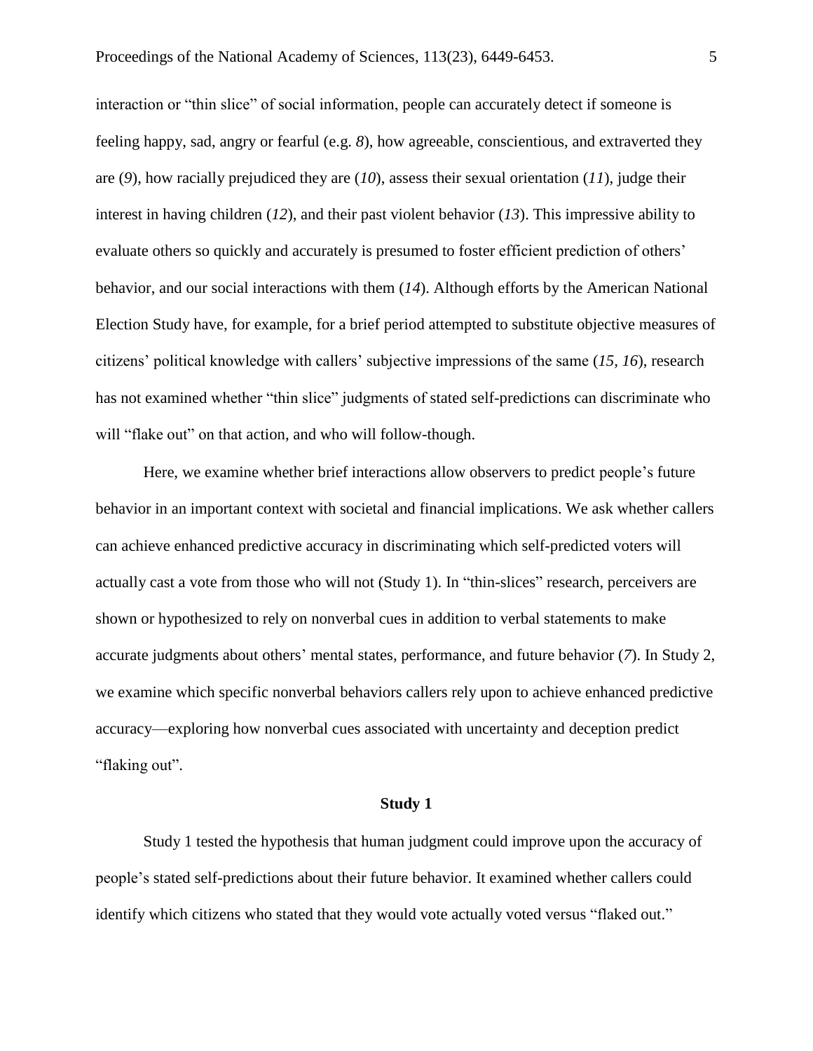interaction or "thin slice" of social information, people can accurately detect if someone is feeling happy, sad, angry or fearful (e.g. *8*), how agreeable, conscientious, and extraverted they are (*9*), how racially prejudiced they are (*10*), assess their sexual orientation (*11*), judge their interest in having children (*12*), and their past violent behavior (*13*). This impressive ability to evaluate others so quickly and accurately is presumed to foster efficient prediction of others' behavior, and our social interactions with them (*14*). Although efforts by the American National Election Study have, for example, for a brief period attempted to substitute objective measures of citizens' political knowledge with callers' subjective impressions of the same (*15, 16*), research has not examined whether "thin slice" judgments of stated self-predictions can discriminate who will "flake out" on that action, and who will follow-though.

Here, we examine whether brief interactions allow observers to predict people's future behavior in an important context with societal and financial implications. We ask whether callers can achieve enhanced predictive accuracy in discriminating which self-predicted voters will actually cast a vote from those who will not (Study 1). In "thin-slices" research, perceivers are shown or hypothesized to rely on nonverbal cues in addition to verbal statements to make accurate judgments about others' mental states, performance, and future behavior (*7*). In Study 2, we examine which specific nonverbal behaviors callers rely upon to achieve enhanced predictive accuracy—exploring how nonverbal cues associated with uncertainty and deception predict "flaking out".

## Study 1

Study 1 tested the hypothesis that human judgment could improve upon the accuracy of people's stated self-predictions about their future behavior. It examined whether callers could identify which citizens who stated that they would vote actually voted versus "flaked out."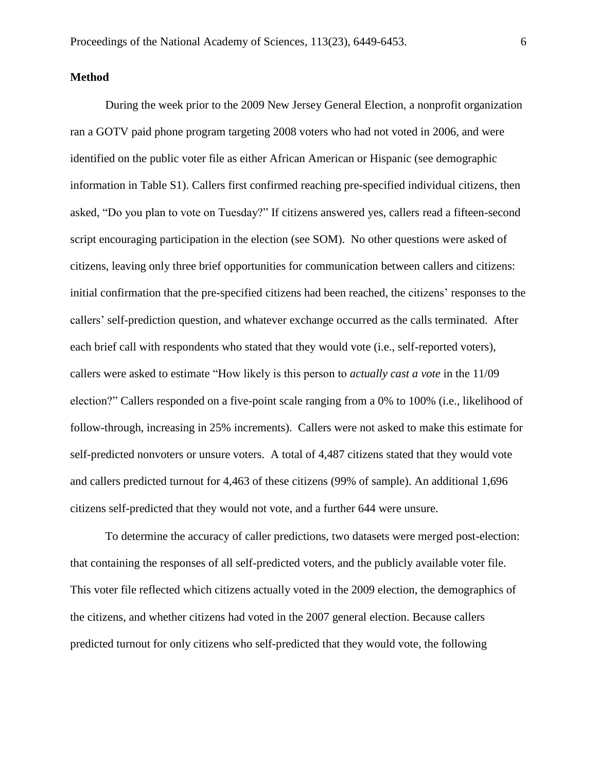## Method

During the week prior to the 2009 New Jersey General Election, a nonprofit organization ran a GOTV paid phone program targeting 2008 voters who had not voted in 2006, and were identified on the public voter file as either African American or Hispanic (see demographic information in Table S1). Callers first confirmed reaching pre-specified individual citizens, then asked, "Do you plan to vote on Tuesday?" If citizens answered yes, callers read a fifteen-second script encouraging participation in the election (see SOM). No other questions were asked of citizens, leaving only three brief opportunities for communication between callers and citizens: initial confirmation that the pre-specified citizens had been reached, the citizens' responses to the callers' self-prediction question, and whatever exchange occurred as the calls terminated. After each brief call with respondents who stated that they would vote (i.e., self-reported voters), callers were asked to estimate "How likely is this person to *actually cast a vote* in the 11/09 election?" Callers responded on a five-point scale ranging from a 0% to 100% (i.e., likelihood of follow-through, increasing in 25% increments). Callers were not asked to make this estimate for self-predicted nonvoters or unsure voters. A total of 4,487 citizens stated that they would vote and callers predicted turnout for 4,463 of these citizens (99% of sample). An additional 1,696 citizens self-predicted that they would not vote, and a further 644 were unsure.

To determine the accuracy of caller predictions, two datasets were merged post-election: that containing the responses of all self-predicted voters, and the publicly available voter file. This voter file reflected which citizens actually voted in the 2009 election, the demographics of the citizens, and whether citizens had voted in the 2007 general election. Because callers predicted turnout for only citizens who self-predicted that they would vote, the following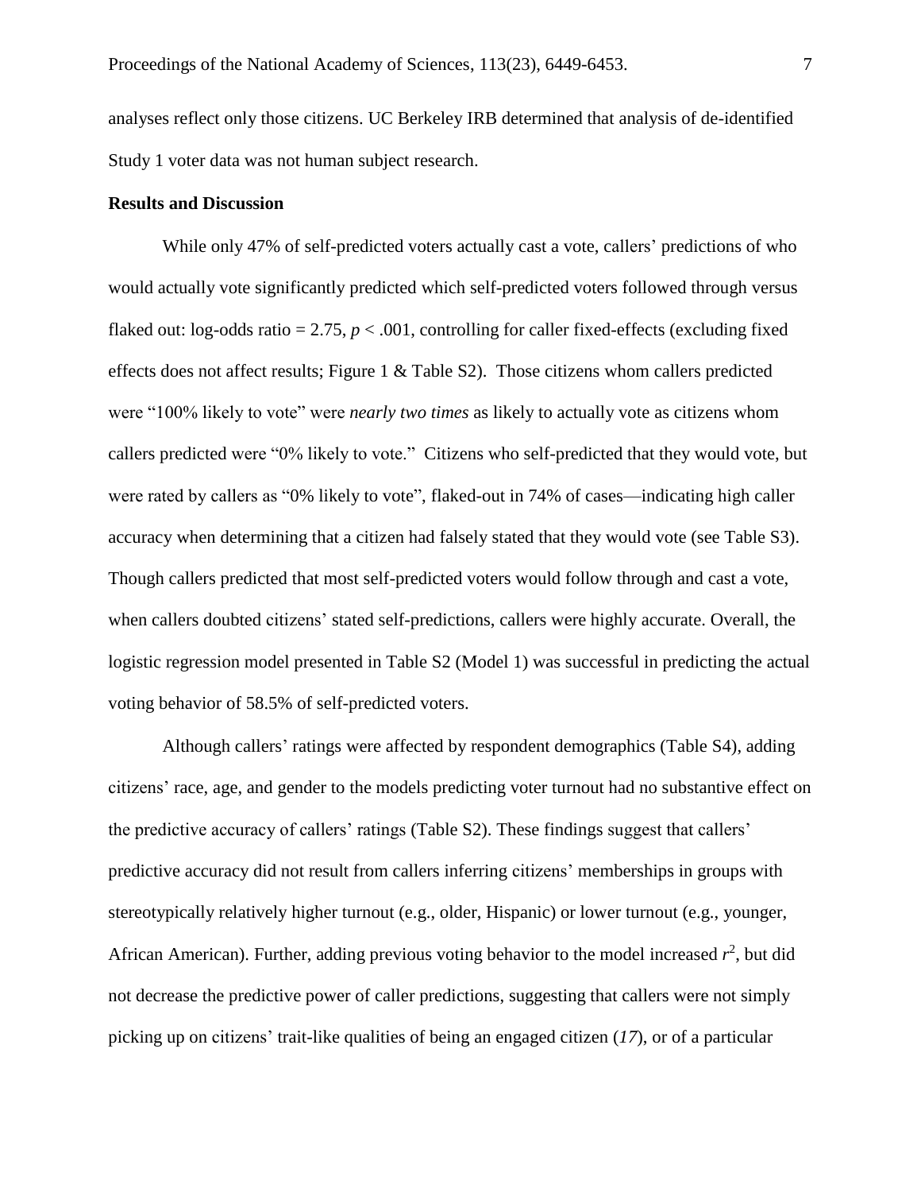analyses reflect only those citizens. UC Berkeley IRB determined that analysis of de-identified Study 1 voter data was not human subject research.

**Results and Discussion**

While only 47% of self-predicted voters actually cast a vote, callers' predictions of who would actually vote significantly predicted which self-predicted voters followed through versus flaked out: log-odds ratio = 2.75, $p < .001$, controlling for caller fixed-effects (excluding fixed effects does not affect results; Figure 1 & Table S2). Those citizens whom callers predicted were "100% likely to vote" were *nearly two times* as likely to actually vote as citizens whom callers predicted were "0% likely to vote." Citizens who self-predicted that they would vote, but were rated by callers as "0% likely to vote", flaked-out in 74% of cases—indicating high caller accuracy when determining that a citizen had falsely stated that they would vote (see Table S3). Though callers predicted that most self-predicted voters would follow through and cast a vote, when callers doubted citizens' stated self-predictions, callers were highly accurate. Overall, the logistic regression model presented in Table S2 (Model 1) was successful in predicting the actual voting behavior of 58.5% of self-predicted voters.

Although callers' ratings were affected by respondent demographics (Table S4), adding citizens' race, age, and gender to the models predicting voter turnout had no substantive effect on the predictive accuracy of callers' ratings (Table S2). These findings suggest that callers' predictive accuracy did not result from callers inferring citizens' memberships in groups with stereotypically relatively higher turnout (e.g., older, Hispanic) or lower turnout (e.g., younger, African American). Further, adding previous voting behavior to the model increased $r^2$, but did not decrease the predictive power of caller predictions, suggesting that callers were not simply picking up on citizens' trait-like qualities of being an engaged citizen (*17*), or of a particular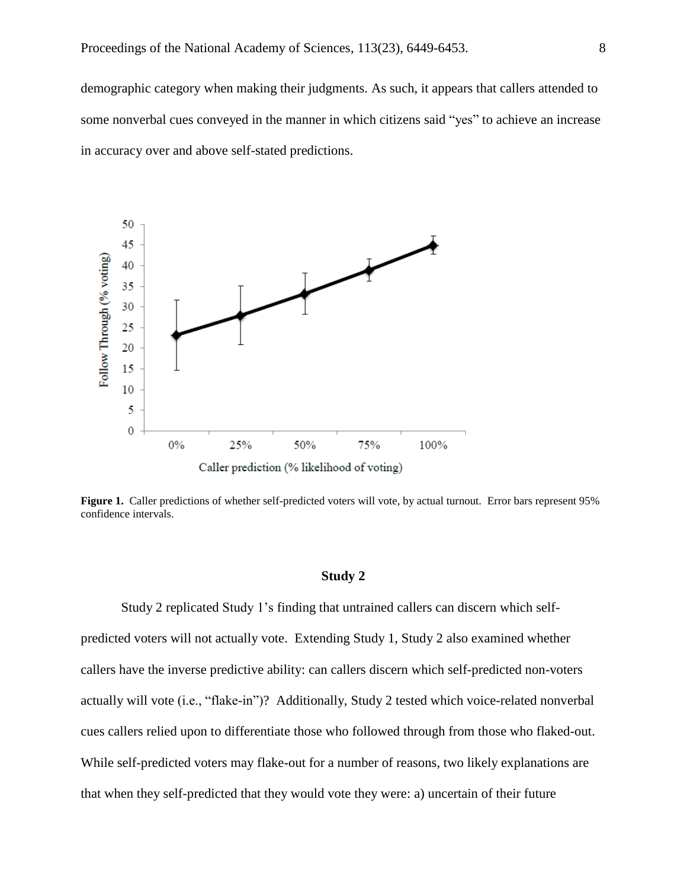demographic category when making their judgments. As such, it appears that callers attended to some nonverbal cues conveyed in the manner in which citizens said "yes" to achieve an increase in accuracy over and above self-stated predictions.

**Figure 1.** Caller predictions of whether self-predicted voters will vote, by actual turnout. Error bars represent 95% confidence intervals.

## Study 2

Study 2 replicated Study 1's finding that untrained callers can discern which self-predicted voters will not actually vote. Extending Study 1, Study 2 also examined whether callers have the inverse predictive ability: can callers discern which self-predicted non-voters actually will vote (i.e., "flake-in")? Additionally, Study 2 tested which voice-related nonverbal cues callers relied upon to differentiate those who followed through from those who flaked-out. While self-predicted voters may flake-out for a number of reasons, two likely explanations are that when they self-predicted that they would vote they were: a) uncertain of their future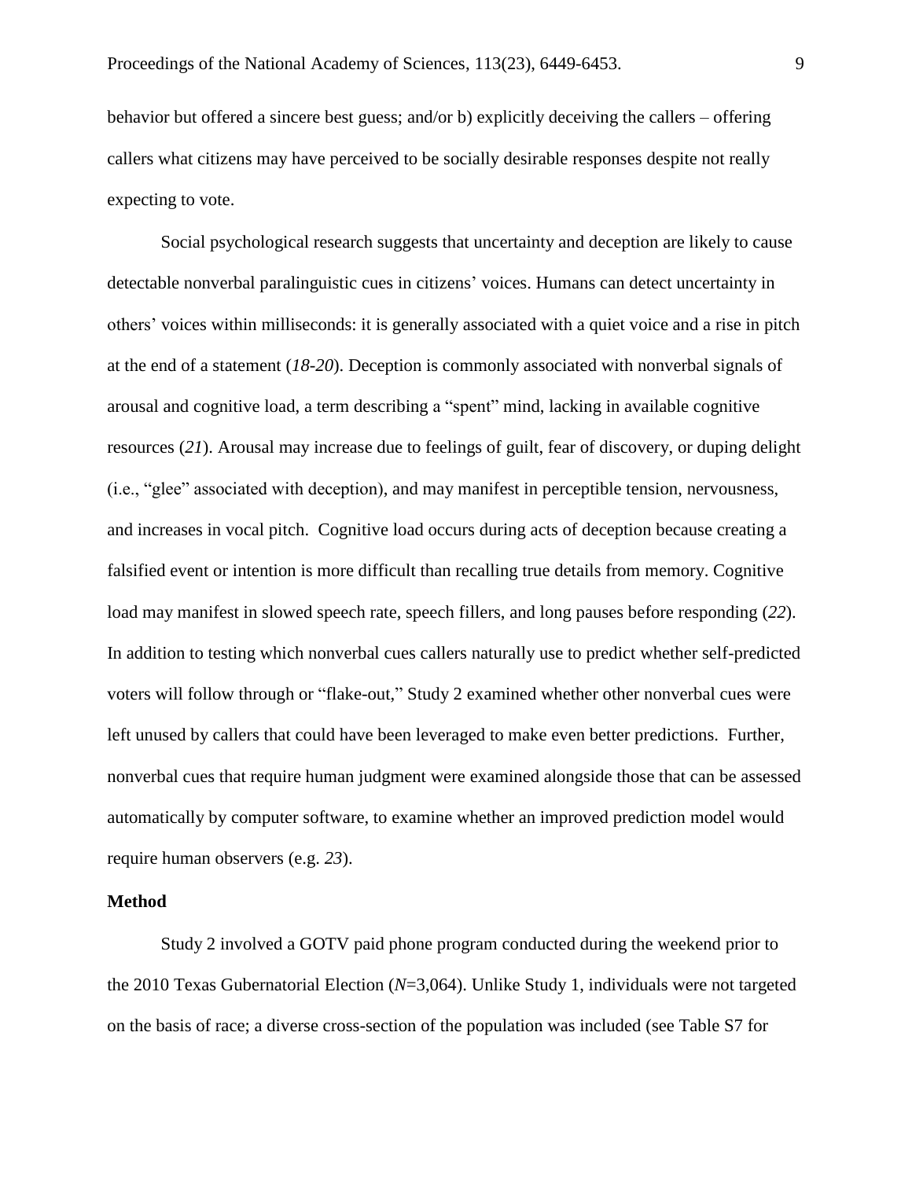behavior but offered a sincere best guess; and/or b) explicitly deceiving the callers – offering callers what citizens may have perceived to be socially desirable responses despite not really expecting to vote.

Social psychological research suggests that uncertainty and deception are likely to cause detectable nonverbal paralinguistic cues in citizens' voices. Humans can detect uncertainty in others' voices within milliseconds: it is generally associated with a quiet voice and a rise in pitch at the end of a statement (*18-20*). Deception is commonly associated with nonverbal signals of arousal and cognitive load, a term describing a "spent" mind, lacking in available cognitive resources (*21*). Arousal may increase due to feelings of guilt, fear of discovery, or duping delight (i.e., "glee" associated with deception), and may manifest in perceptible tension, nervousness, and increases in vocal pitch. Cognitive load occurs during acts of deception because creating a falsified event or intention is more difficult than recalling true details from memory. Cognitive load may manifest in slowed speech rate, speech fillers, and long pauses before responding (*22*). In addition to testing which nonverbal cues callers naturally use to predict whether self-predicted voters will follow through or "flake-out," Study 2 examined whether other nonverbal cues were left unused by callers that could have been leveraged to make even better predictions. Further, nonverbal cues that require human judgment were examined alongside those that can be assessed automatically by computer software, to examine whether an improved prediction model would require human observers (e.g. *23*).

**Method**

Study 2 involved a GOTV paid phone program conducted during the weekend prior to the 2010 Texas Gubernatorial Election (*N*=3,064). Unlike Study 1, individuals were not targeted on the basis of race; a diverse cross-section of the population was included (see Table S7 for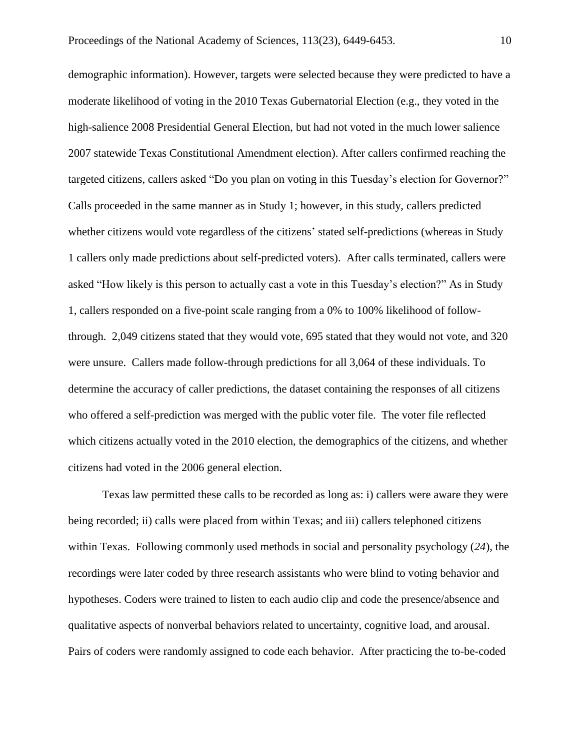demographic information). However, targets were selected because they were predicted to have a moderate likelihood of voting in the 2010 Texas Gubernatorial Election (e.g., they voted in the high-salience 2008 Presidential General Election, but had not voted in the much lower salience 2007 statewide Texas Constitutional Amendment election). After callers confirmed reaching the targeted citizens, callers asked "Do you plan on voting in this Tuesday's election for Governor?" Calls proceeded in the same manner as in Study 1; however, in this study, callers predicted whether citizens would vote regardless of the citizens' stated self-predictions (whereas in Study 1 callers only made predictions about self-predicted voters). After calls terminated, callers were asked "How likely is this person to actually cast a vote in this Tuesday's election?" As in Study 1, callers responded on a five-point scale ranging from a 0% to 100% likelihood of follow-through. 2,049 citizens stated that they would vote, 695 stated that they would not vote, and 320 were unsure. Callers made follow-through predictions for all 3,064 of these individuals. To determine the accuracy of caller predictions, the dataset containing the responses of all citizens who offered a self-prediction was merged with the public voter file. The voter file reflected which citizens actually voted in the 2010 election, the demographics of the citizens, and whether citizens had voted in the 2006 general election.

Texas law permitted these calls to be recorded as long as: i) callers were aware they were being recorded; ii) calls were placed from within Texas; and iii) callers telephoned citizens within Texas. Following commonly used methods in social and personality psychology (*24*), the recordings were later coded by three research assistants who were blind to voting behavior and hypotheses. Coders were trained to listen to each audio clip and code the presence/absence and qualitative aspects of nonverbal behaviors related to uncertainty, cognitive load, and arousal. Pairs of coders were randomly assigned to code each behavior. After practicing the to-be-coded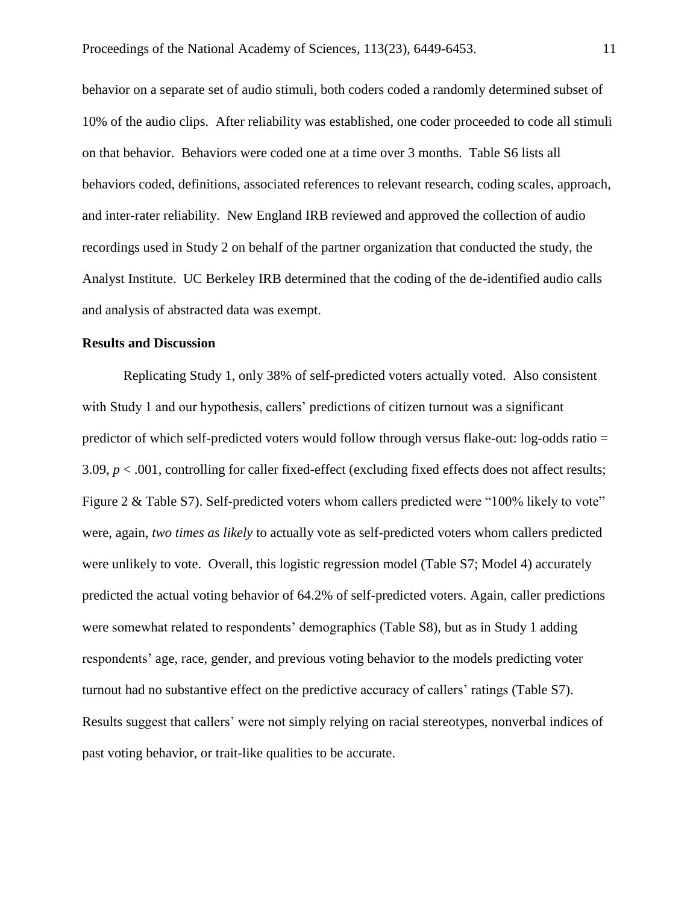behavior on a separate set of audio stimuli, both coders coded a randomly determined subset of 10% of the audio clips. After reliability was established, one coder proceeded to code all stimuli on that behavior. Behaviors were coded one at a time over 3 months. Table S6 lists all behaviors coded, definitions, associated references to relevant research, coding scales, approach, and inter-rater reliability. New England IRB reviewed and approved the collection of audio recordings used in Study 2 on behalf of the partner organization that conducted the study, the Analyst Institute. UC Berkeley IRB determined that the coding of the de-identified audio calls and analysis of abstracted data was exempt.

**Results and Discussion**

Replicating Study 1, only 38% of self-predicted voters actually voted. Also consistent with Study 1 and our hypothesis, callers' predictions of citizen turnout was a significant predictor of which self-predicted voters would follow through versus flake-out: log-odds ratio = 3.09, $p < .001$, controlling for caller fixed-effect (excluding fixed effects does not affect results; Figure 2 & Table S7). Self-predicted voters whom callers predicted were "100% likely to vote" were, again, *two times as likely* to actually vote as self-predicted voters whom callers predicted were unlikely to vote. Overall, this logistic regression model (Table S7; Model 4) accurately predicted the actual voting behavior of 64.2% of self-predicted voters. Again, caller predictions were somewhat related to respondents' demographics (Table S8), but as in Study 1 adding respondents' age, race, gender, and previous voting behavior to the models predicting voter turnout had no substantive effect on the predictive accuracy of callers' ratings (Table S7). Results suggest that callers' were not simply relying on racial stereotypes, nonverbal indices of past voting behavior, or trait-like qualities to be accurate.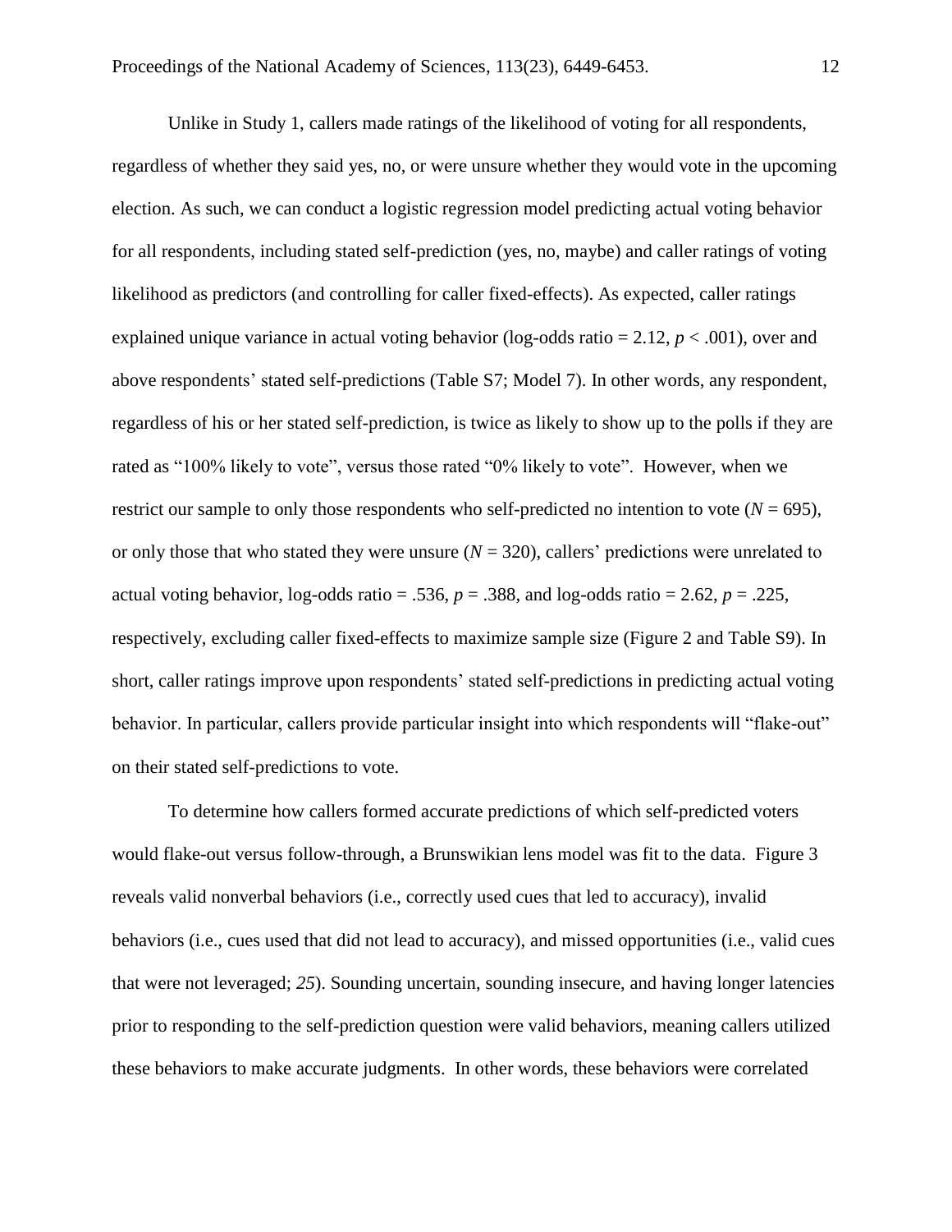Unlike in Study 1, callers made ratings of the likelihood of voting for all respondents, regardless of whether they said yes, no, or were unsure whether they would vote in the upcoming election. As such, we can conduct a logistic regression model predicting actual voting behavior for all respondents, including stated self-prediction (yes, no, maybe) and caller ratings of voting likelihood as predictors (and controlling for caller fixed-effects). As expected, caller ratings explained unique variance in actual voting behavior (log-odds ratio = 2.12, $p < .001$), over and above respondents' stated self-predictions (Table S7; Model 7). In other words, any respondent, regardless of his or her stated self-prediction, is twice as likely to show up to the polls if they are rated as "100% likely to vote", versus those rated "0% likely to vote". However, when we restrict our sample to only those respondents who self-predicted no intention to vote ($N = 695$), or only those that who stated they were unsure ($N = 320$), callers' predictions were unrelated to actual voting behavior, log-odds ratio = .536, $p = .388$, and log-odds ratio = 2.62, $p = .225$, respectively, excluding caller fixed-effects to maximize sample size (Figure 2 and Table S9). In short, caller ratings improve upon respondents' stated self-predictions in predicting actual voting behavior. In particular, callers provide particular insight into which respondents will "flake-out" on their stated self-predictions to vote.

To determine how callers formed accurate predictions of which self-predicted voters would flake-out versus follow-through, a Brunswikian lens model was fit to the data. Figure 3 reveals valid nonverbal behaviors (i.e., correctly used cues that led to accuracy), invalid behaviors (i.e., cues used that did not lead to accuracy), and missed opportunities (i.e., valid cues that were not leveraged; *25*). Sounding uncertain, sounding insecure, and having longer latencies prior to responding to the self-prediction question were valid behaviors, meaning callers utilized these behaviors to make accurate judgments. In other words, these behaviors were correlated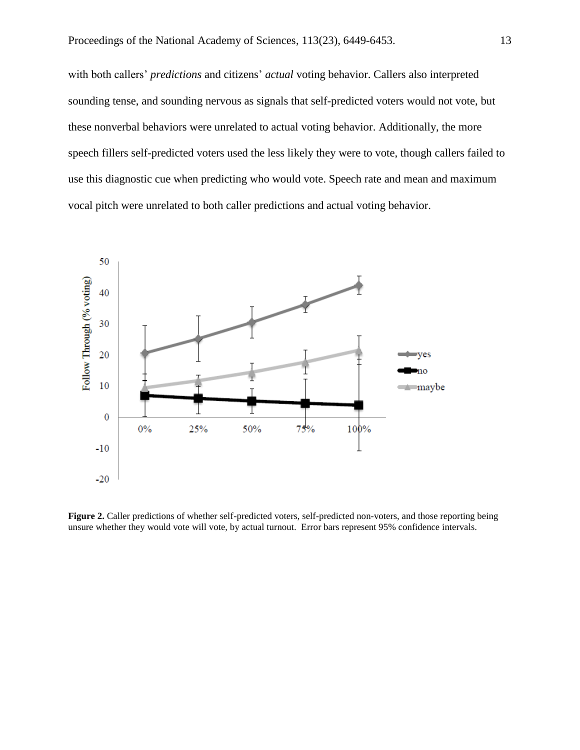with both callers' *predictions* and citizens' *actual* voting behavior. Callers also interpreted sounding tense, and sounding nervous as signals that self-predicted voters would not vote, but these nonverbal behaviors were unrelated to actual voting behavior. Additionally, the more speech fillers self-predicted voters used the less likely they were to vote, though callers failed to use this diagnostic cue when predicting who would vote. Speech rate and mean and maximum vocal pitch were unrelated to both caller predictions and actual voting behavior.

**Figure 2.** Caller predictions of whether self-predicted voters, self-predicted non-voters, and those reporting being unsure whether they would vote will vote, by actual turnout. Error bars represent 95% confidence intervals.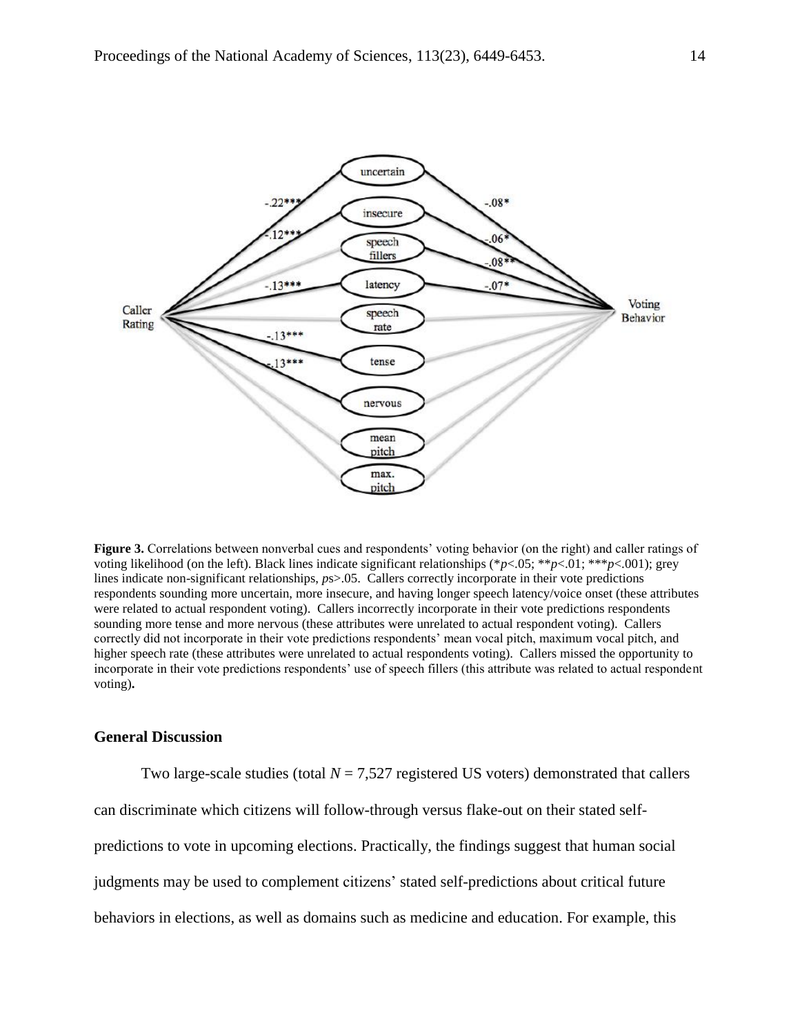**Figure 3.** Correlations between nonverbal cues and respondents' voting behavior (on the right) and caller ratings of voting likelihood (on the left). Black lines indicate significant relationships (\*$p$<.05; \*\*$p$<.01; \*\*\*$p$<.001); grey lines indicate non-significant relationships, $p$s>.05. Callers correctly incorporate in their vote predictions respondents sounding more uncertain, more insecure, and having longer speech latency/voice onset (these attributes were related to actual respondent voting). Callers incorrectly incorporate in their vote predictions respondents sounding more tense and more nervous (these attributes were unrelated to actual respondent voting). Callers correctly did not incorporate in their vote predictions respondents' mean vocal pitch, maximum vocal pitch, and higher speech rate (these attributes were unrelated to actual respondents voting). Callers missed the opportunity to incorporate in their vote predictions respondents' use of speech fillers (this attribute was related to actual respondent voting)**.**

## General Discussion

Two large-scale studies (total $N$ = 7,527 registered US voters) demonstrated that callers can discriminate which citizens will follow-through versus flake-out on their stated self-predictions to vote in upcoming elections. Practically, the findings suggest that human social judgments may be used to complement citizens' stated self-predictions about critical future behaviors in elections, as well as domains such as medicine and education. For example, this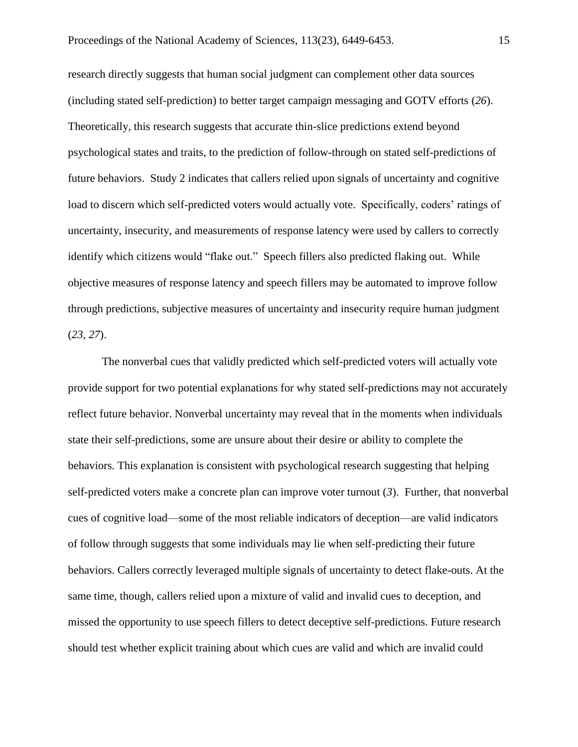research directly suggests that human social judgment can complement other data sources (including stated self-prediction) to better target campaign messaging and GOTV efforts (*26*). Theoretically, this research suggests that accurate thin-slice predictions extend beyond psychological states and traits, to the prediction of follow-through on stated self-predictions of future behaviors. Study 2 indicates that callers relied upon signals of uncertainty and cognitive load to discern which self-predicted voters would actually vote. Specifically, coders' ratings of uncertainty, insecurity, and measurements of response latency were used by callers to correctly identify which citizens would "flake out." Speech fillers also predicted flaking out. While objective measures of response latency and speech fillers may be automated to improve follow through predictions, subjective measures of uncertainty and insecurity require human judgment (*23*, *27*).

The nonverbal cues that validly predicted which self-predicted voters will actually vote provide support for two potential explanations for why stated self-predictions may not accurately reflect future behavior. Nonverbal uncertainty may reveal that in the moments when individuals state their self-predictions, some are unsure about their desire or ability to complete the behaviors. This explanation is consistent with psychological research suggesting that helping self-predicted voters make a concrete plan can improve voter turnout (*3*). Further, that nonverbal cues of cognitive load—some of the most reliable indicators of deception—are valid indicators of follow through suggests that some individuals may lie when self-predicting their future behaviors. Callers correctly leveraged multiple signals of uncertainty to detect flake-outs. At the same time, though, callers relied upon a mixture of valid and invalid cues to deception, and missed the opportunity to use speech fillers to detect deceptive self-predictions. Future research should test whether explicit training about which cues are valid and which are invalid could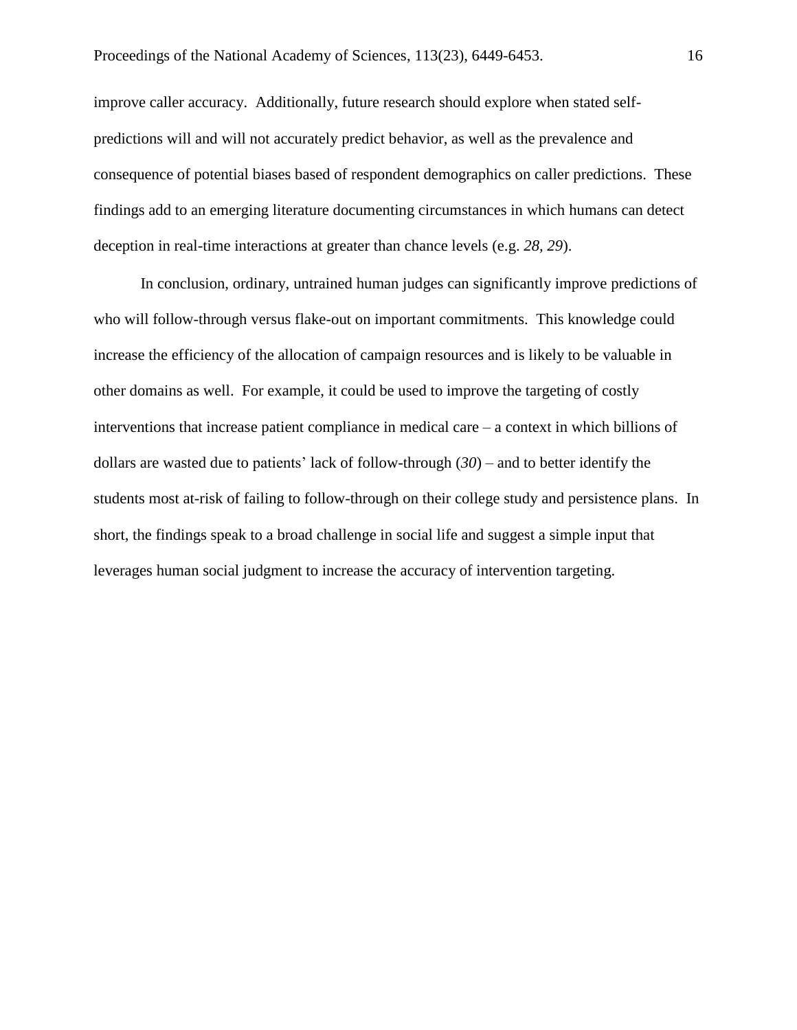improve caller accuracy. Additionally, future research should explore when stated self-predictions will and will not accurately predict behavior, as well as the prevalence and consequence of potential biases based of respondent demographics on caller predictions. These findings add to an emerging literature documenting circumstances in which humans can detect deception in real-time interactions at greater than chance levels (e.g. *28, 29*).

In conclusion, ordinary, untrained human judges can significantly improve predictions of who will follow-through versus flake-out on important commitments. This knowledge could increase the efficiency of the allocation of campaign resources and is likely to be valuable in other domains as well. For example, it could be used to improve the targeting of costly interventions that increase patient compliance in medical care – a context in which billions of dollars are wasted due to patients' lack of follow-through (*30*) – and to better identify the students most at-risk of failing to follow-through on their college study and persistence plans. In short, the findings speak to a broad challenge in social life and suggest a simple input that leverages human social judgment to increase the accuracy of intervention targeting.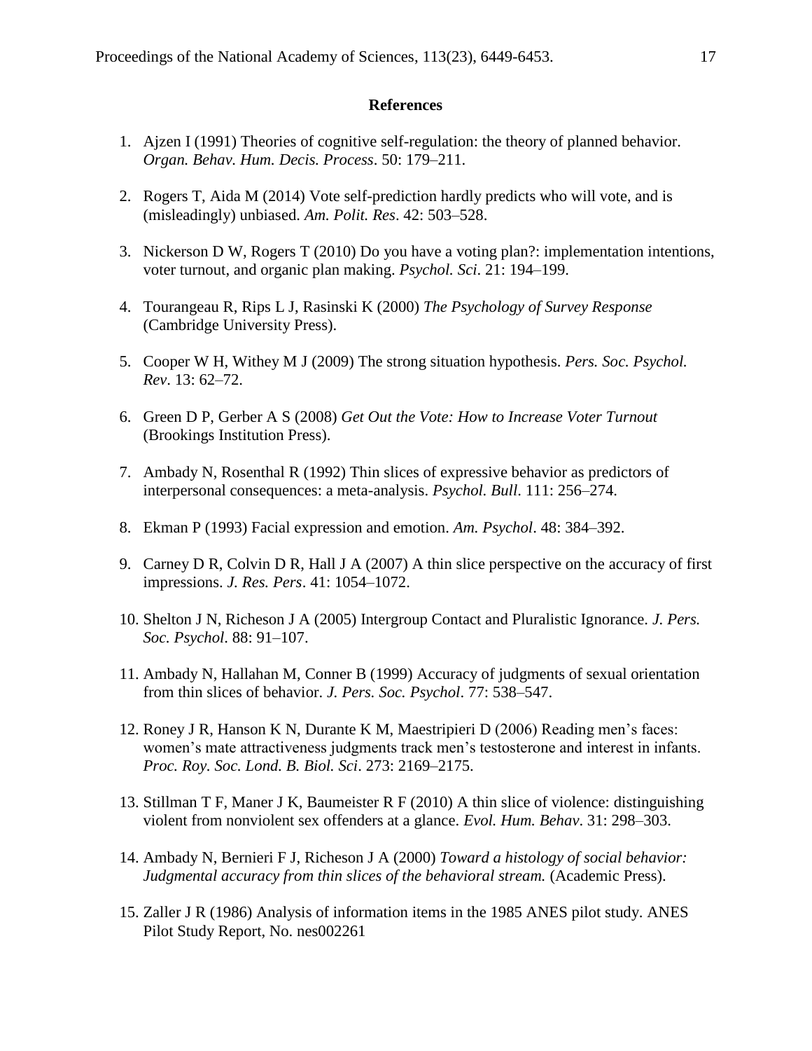**References**

1. Ajzen I (1991) Theories of cognitive self-regulation: the theory of planned behavior. *Organ. Behav. Hum. Decis. Process*. 50: 179–211.

2. Rogers T, Aida M (2014) Vote self-prediction hardly predicts who will vote, and is (misleadingly) unbiased. *Am. Polit. Res*. 42: 503–528.

3. Nickerson D W, Rogers T (2010) Do you have a voting plan?: implementation intentions, voter turnout, and organic plan making. *Psychol. Sci*. 21: 194–199.

4. Tourangeau R, Rips L J, Rasinski K (2000) *The Psychology of Survey Response* (Cambridge University Press).

5. Cooper W H, Withey M J (2009) The strong situation hypothesis. *Pers. Soc. Psychol. Rev*. 13: 62–72.

6. Green D P, Gerber A S (2008) *Get Out the Vote: How to Increase Voter Turnout* (Brookings Institution Press).

7. Ambady N, Rosenthal R (1992) Thin slices of expressive behavior as predictors of interpersonal consequences: a meta-analysis. *Psychol. Bull*. 111: 256–274.

8. Ekman P (1993) Facial expression and emotion. *Am. Psychol*. 48: 384–392.

9. Carney D R, Colvin D R, Hall J A (2007) A thin slice perspective on the accuracy of first impressions. *J. Res. Pers*. 41: 1054–1072.

10. Shelton J N, Richeson J A (2005) Intergroup Contact and Pluralistic Ignorance. *J. Pers. Soc. Psychol*. 88: 91–107.

11. Ambady N, Hallahan M, Conner B (1999) Accuracy of judgments of sexual orientation from thin slices of behavior. *J. Pers. Soc. Psychol*. 77: 538–547.

12. Roney J R, Hanson K N, Durante K M, Maestripieri D (2006) Reading men's faces: women's mate attractiveness judgments track men's testosterone and interest in infants. *Proc. Roy. Soc. Lond. B. Biol. Sci*. 273: 2169–2175.

13. Stillman T F, Maner J K, Baumeister R F (2010) A thin slice of violence: distinguishing violent from nonviolent sex offenders at a glance. *Evol. Hum. Behav*. 31: 298–303.

14. Ambady N, Bernieri F J, Richeson J A (2000) *Toward a histology of social behavior: Judgmental accuracy from thin slices of the behavioral stream.* (Academic Press).

15. Zaller J R (1986) Analysis of information items in the 1985 ANES pilot study. ANES Pilot Study Report, No. nes002261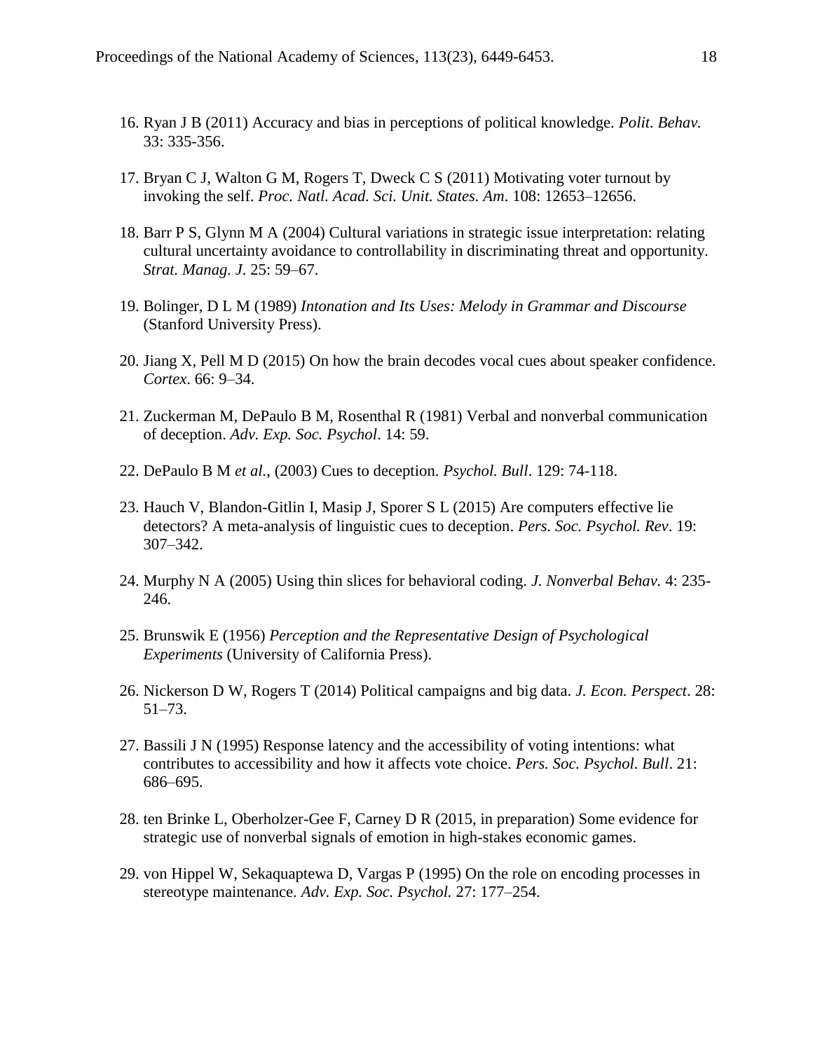16. Ryan J B (2011) Accuracy and bias in perceptions of political knowledge. *Polit. Behav.* 33: 335-356.

17. Bryan C J, Walton G M, Rogers T, Dweck C S (2011) Motivating voter turnout by invoking the self. *Proc. Natl. Acad. Sci. Unit. States. Am*. 108: 12653–12656.

18. Barr P S, Glynn M A (2004) Cultural variations in strategic issue interpretation: relating cultural uncertainty avoidance to controllability in discriminating threat and opportunity. *Strat. Manag. J*. 25: 59–67.

19. Bolinger, D L M (1989) *Intonation and Its Uses: Melody in Grammar and Discourse* (Stanford University Press).

20. Jiang X, Pell M D (2015) On how the brain decodes vocal cues about speaker confidence. *Cortex*. 66: 9–34.

21. Zuckerman M, DePaulo B M, Rosenthal R (1981) Verbal and nonverbal communication of deception. *Adv. Exp. Soc. Psychol*. 14: 59.

22. DePaulo B M *et al.*, (2003) Cues to deception. *Psychol. Bull*. 129: 74-118.

23. Hauch V, Blandon-Gitlin I, Masip J, Sporer S L (2015) Are computers effective lie detectors? A meta-analysis of linguistic cues to deception. *Pers. Soc. Psychol. Rev*. 19: 307–342.

24. Murphy N A (2005) Using thin slices for behavioral coding. *J. Nonverbal Behav.* 4: 235-246.

25. Brunswik E (1956) *Perception and the Representative Design of Psychological Experiments* (University of California Press).

26. Nickerson D W, Rogers T (2014) Political campaigns and big data. *J. Econ. Perspect*. 28: 51–73.

27. Bassili J N (1995) Response latency and the accessibility of voting intentions: what contributes to accessibility and how it affects vote choice. *Pers. Soc. Psychol. Bull*. 21: 686–695.

28. ten Brinke L, Oberholzer-Gee F, Carney D R (2015, in preparation) Some evidence for strategic use of nonverbal signals of emotion in high-stakes economic games.

29. von Hippel W, Sekaquaptewa D, Vargas P (1995) On the role on encoding processes in stereotype maintenance. *Adv. Exp. Soc. Psychol.* 27: 177–254.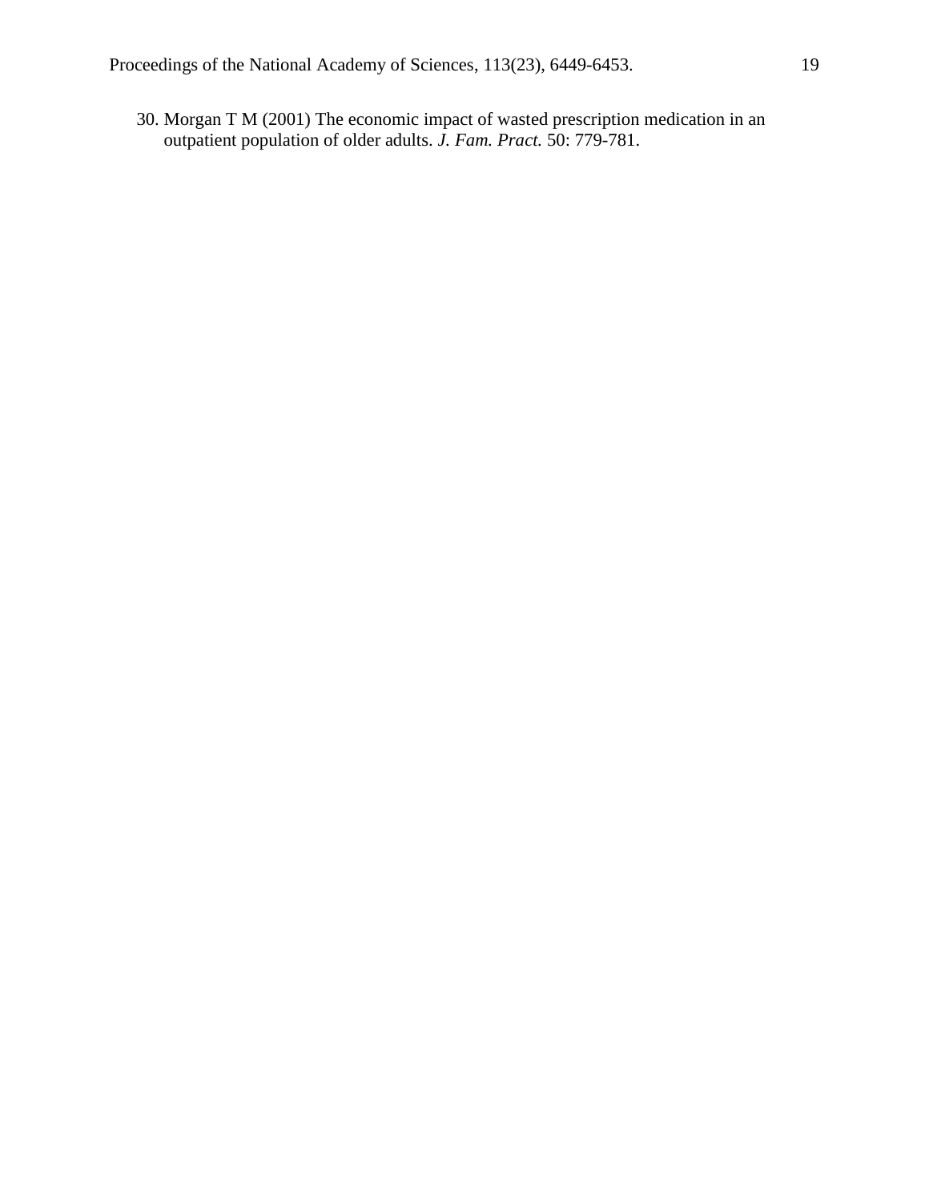Proceedings of the National Academy of Sciences, 113(23), 6449-6453.

30. Morgan T M (2001) The economic impact of wasted prescription medication in an outpatient population of older adults. *J. Fam. Pract.* 50: 779-781.